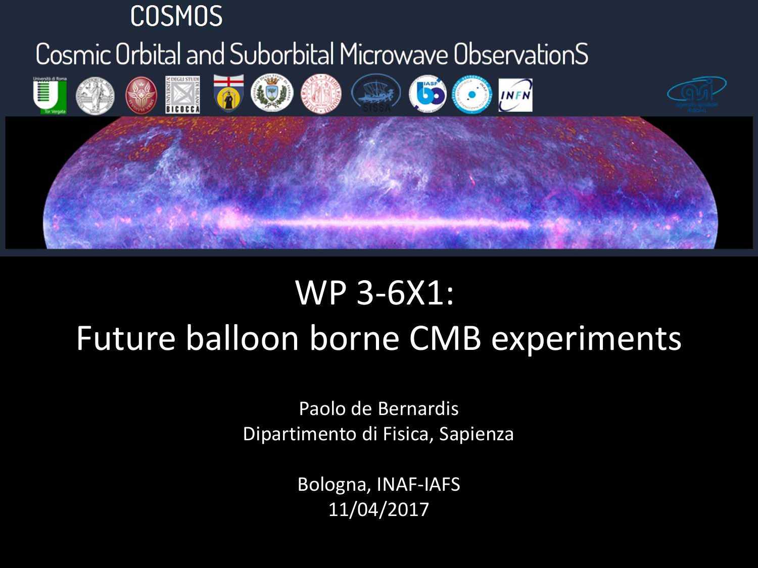# COSMOS

## Cosmic Orbital and Suborbital Microwave ObservationS

# WP 3-6X1:

# Future balloon borne CMB experiments

Paolo de Bernardis
Dipartimento di Fisica, Sapienza

Bologna, INAF-IAFS
11/04/2017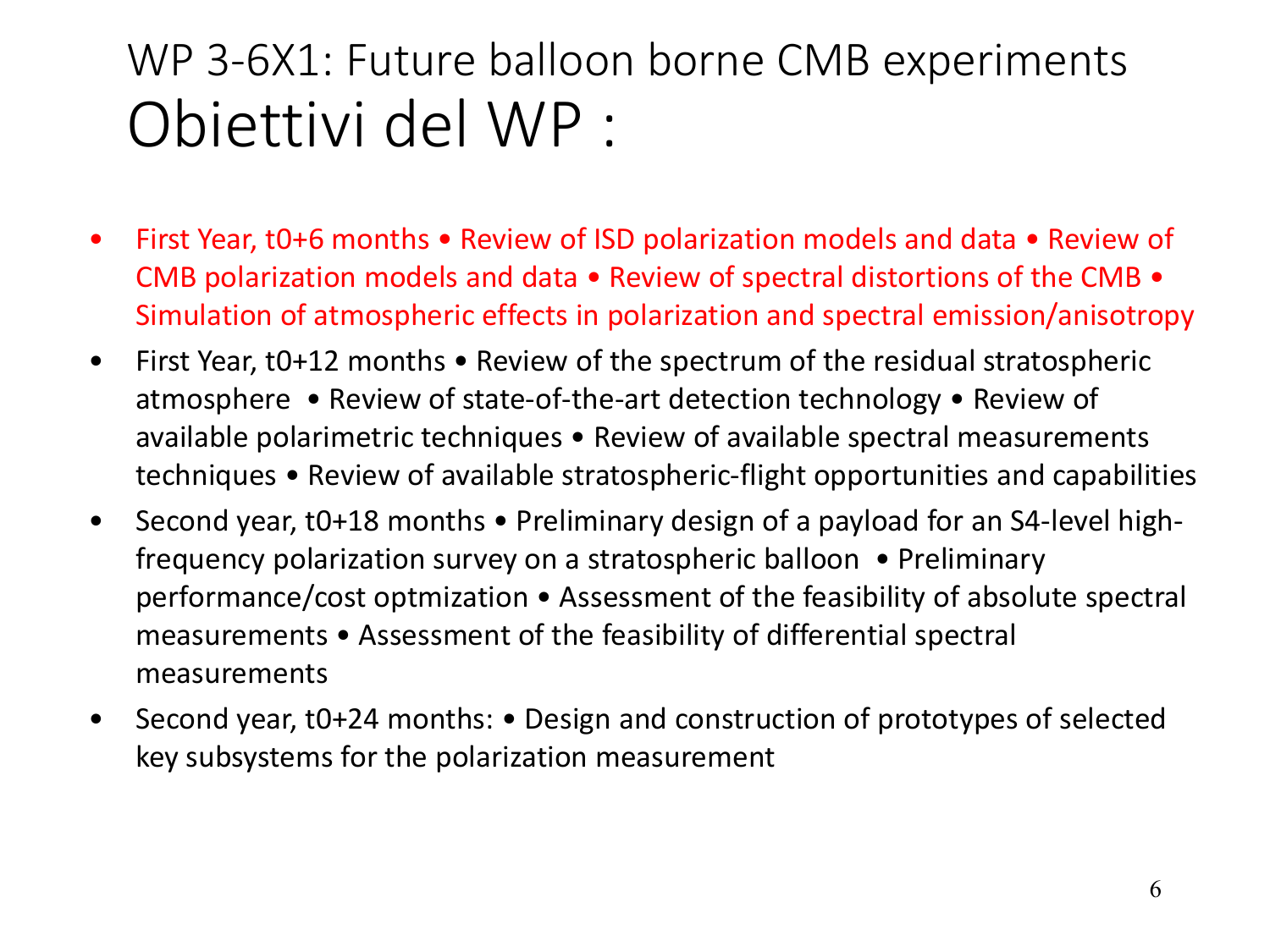# WP 3-6X1: Future balloon borne CMB experiments

## Obiettivi del WP :

- First Year, t0+6 months • Review of ISD polarization models and data • Review of CMB polarization models and data • Review of spectral distortions of the CMB • Simulation of atmospheric effects in polarization and spectral emission/anisotropy
- First Year, t0+12 months • Review of the spectrum of the residual stratospheric atmosphere • Review of state-of-the-art detection technology • Review of available polarimetric techniques • Review of available spectral measurements techniques • Review of available stratospheric-flight opportunities and capabilities
- Second year, t0+18 months • Preliminary design of a payload for an S4-level high-frequency polarization survey on a stratospheric balloon • Preliminary performance/cost optmization • Assessment of the feasibility of absolute spectral measurements • Assessment of the feasibility of differential spectral measurements
- Second year, t0+24 months: • Design and construction of prototypes of selected key subsystems for the polarization measurement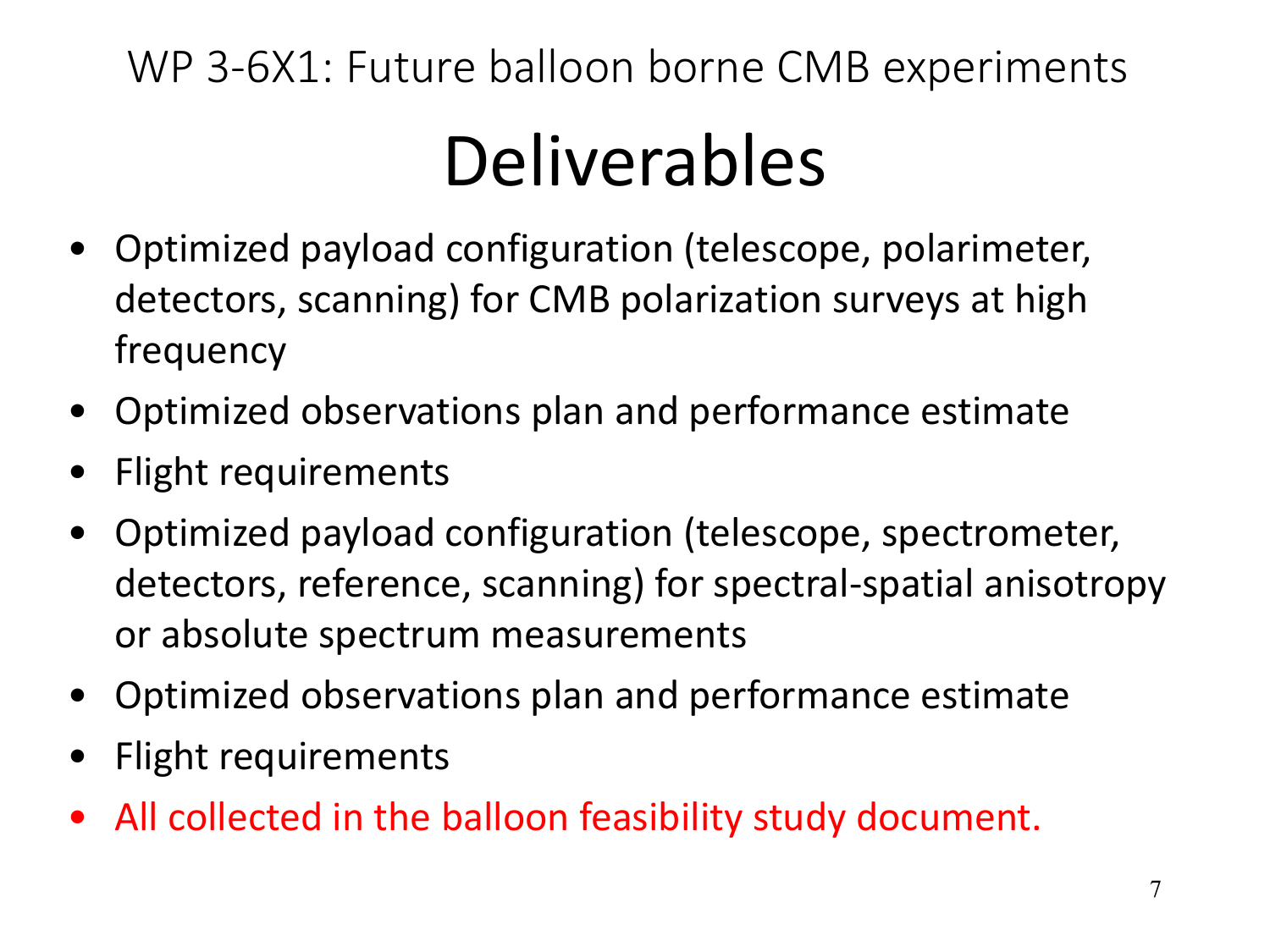WP 3-6X1: Future balloon borne CMB experiments

# Deliverables

- Optimized payload configuration (telescope, polarimeter, detectors, scanning) for CMB polarization surveys at high frequency
- Optimized observations plan and performance estimate
- Flight requirements
- Optimized payload configuration (telescope, spectrometer, detectors, reference, scanning) for spectral-spatial anisotropy or absolute spectrum measurements
- Optimized observations plan and performance estimate
- Flight requirements
- All collected in the balloon feasibility study document.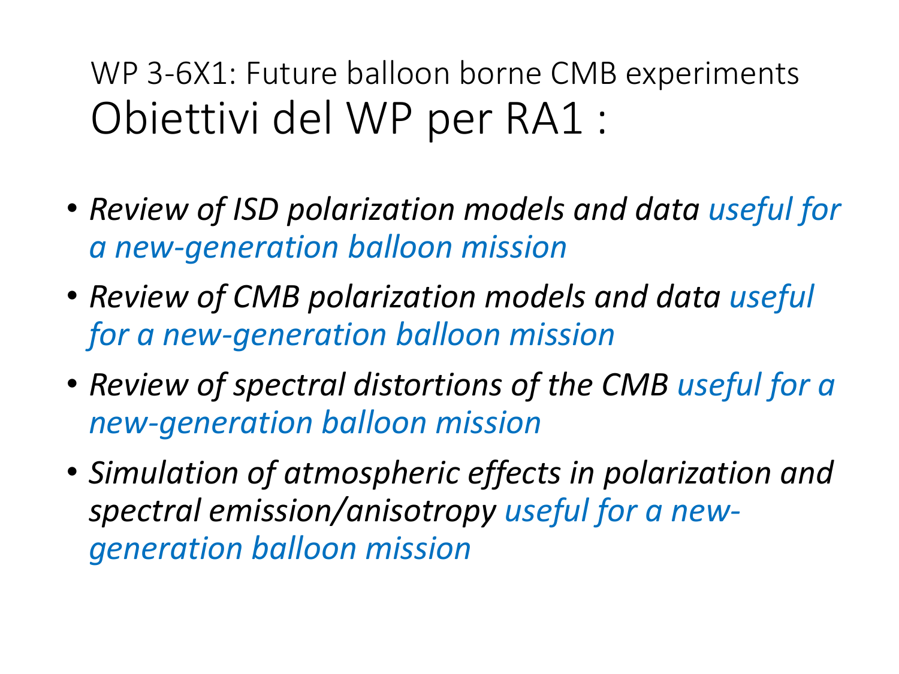## WP 3-6X1: Future balloon borne CMB experiments

# Obiettivi del WP per RA1 :

- *Review of ISD polarization models and data useful for a new-generation balloon mission*
- *Review of CMB polarization models and data useful for a new-generation balloon mission*
- *Review of spectral distortions of the CMB useful for a new-generation balloon mission*
- *Simulation of atmospheric effects in polarization and spectral emission/anisotropy useful for a new-generation balloon mission*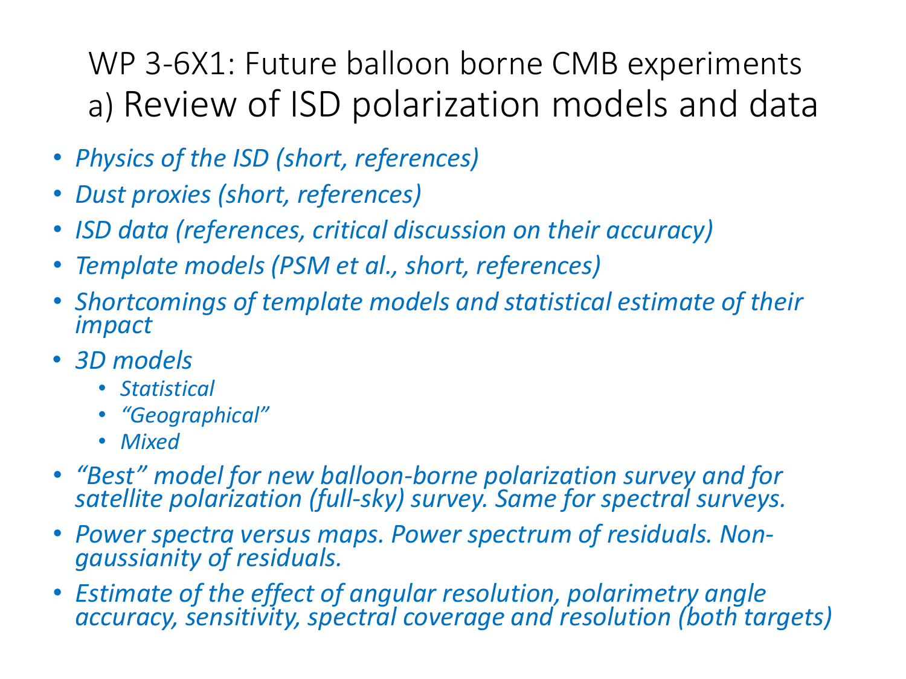# WP 3-6X1: Future balloon borne CMB experiments
## a) Review of ISD polarization models and data

- *Physics of the ISD (short, references)*
- *Dust proxies (short, references)*
- *ISD data (references, critical discussion on their accuracy)*
- *Template models (PSM et al., short, references)*
- *Shortcomings of template models and statistical estimate of their impact*
- *3D models*
  - *Statistical*
  - *“Geographical”*
  - *Mixed*
- *“Best” model for new balloon-borne polarization survey and for satellite polarization (full-sky) survey. Same for spectral surveys.*
- *Power spectra versus maps. Power spectrum of residuals. Non-gaussianity of residuals.*
- *Estimate of the effect of angular resolution, polarimetry angle accuracy, sensitivity, spectral coverage and resolution (both targets)*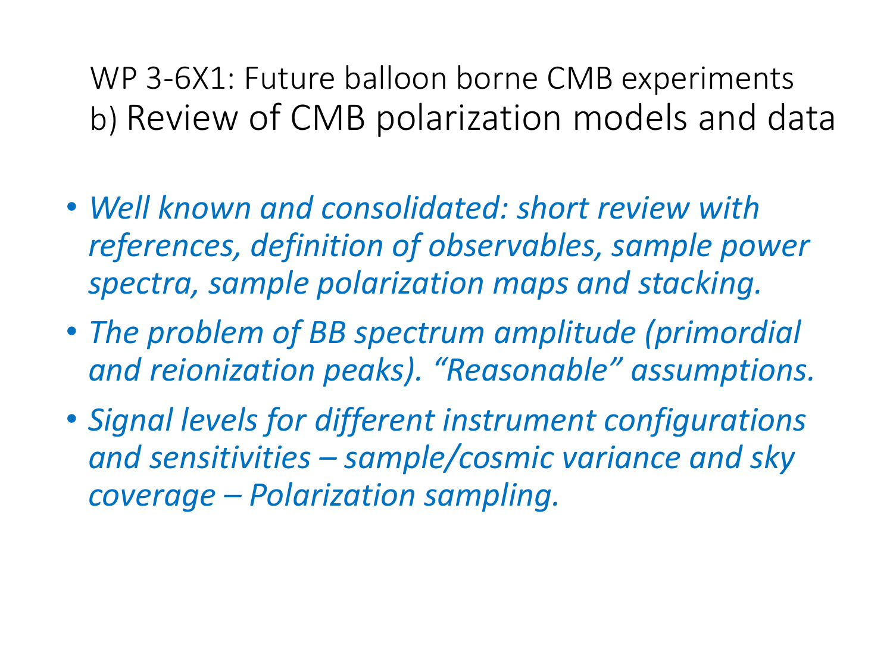# WP 3-6X1: Future balloon borne CMB experiments
## b) Review of CMB polarization models and data

- *Well known and consolidated: short review with references, definition of observables, sample power spectra, sample polarization maps and stacking.*
- *The problem of BB spectrum amplitude (primordial and reionization peaks). "Reasonable" assumptions.*
- *Signal levels for different instrument configurations and sensitivities – sample/cosmic variance and sky coverage – Polarization sampling.*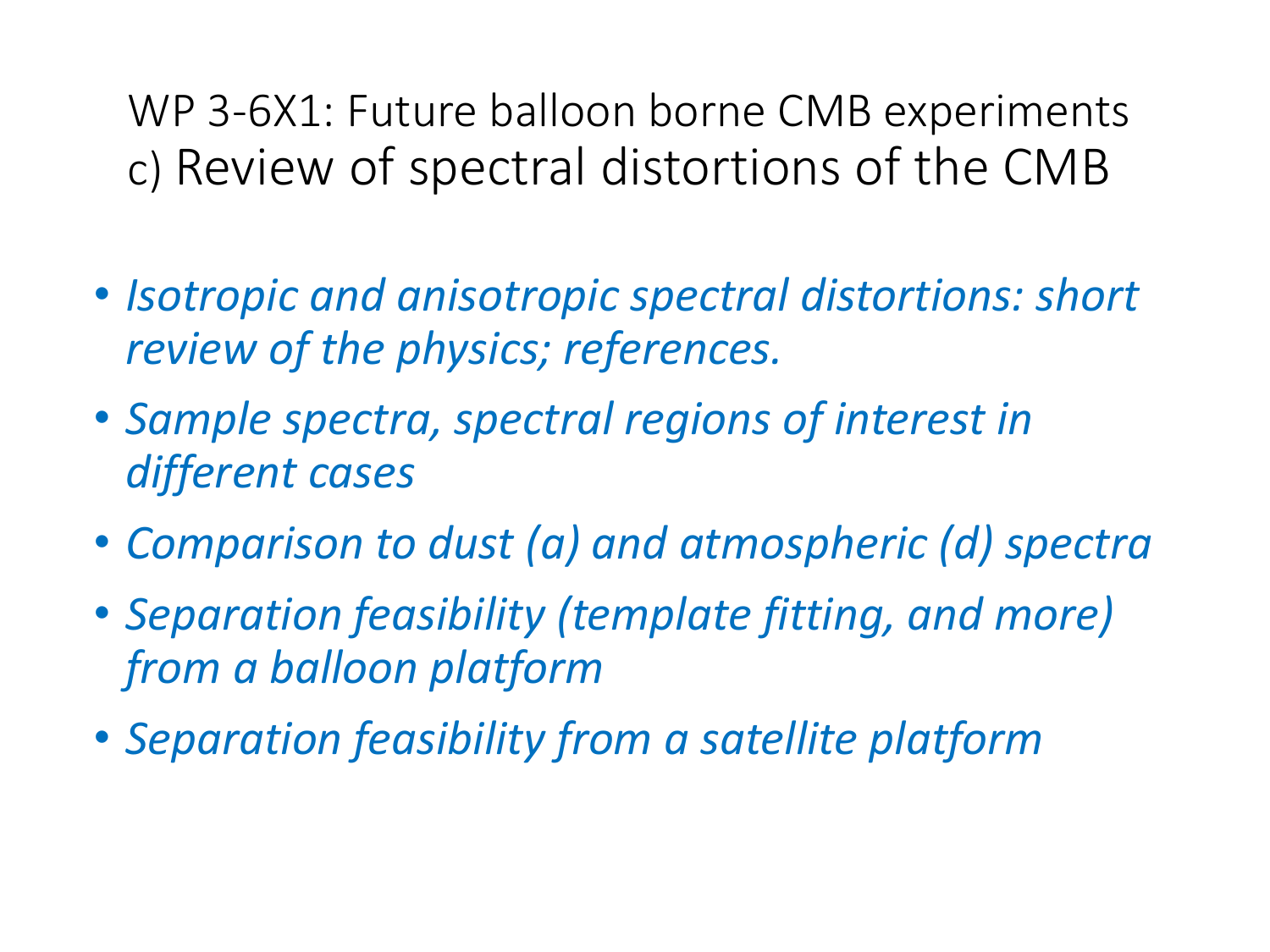# WP 3-6X1: Future balloon borne CMB experiments
## c) Review of spectral distortions of the CMB

- *Isotropic and anisotropic spectral distortions: short review of the physics; references.*
- *Sample spectra, spectral regions of interest in different cases*
- *Comparison to dust (a) and atmospheric (d) spectra*
- *Separation feasibility (template fitting, and more) from a balloon platform*
- *Separation feasibility from a satellite platform*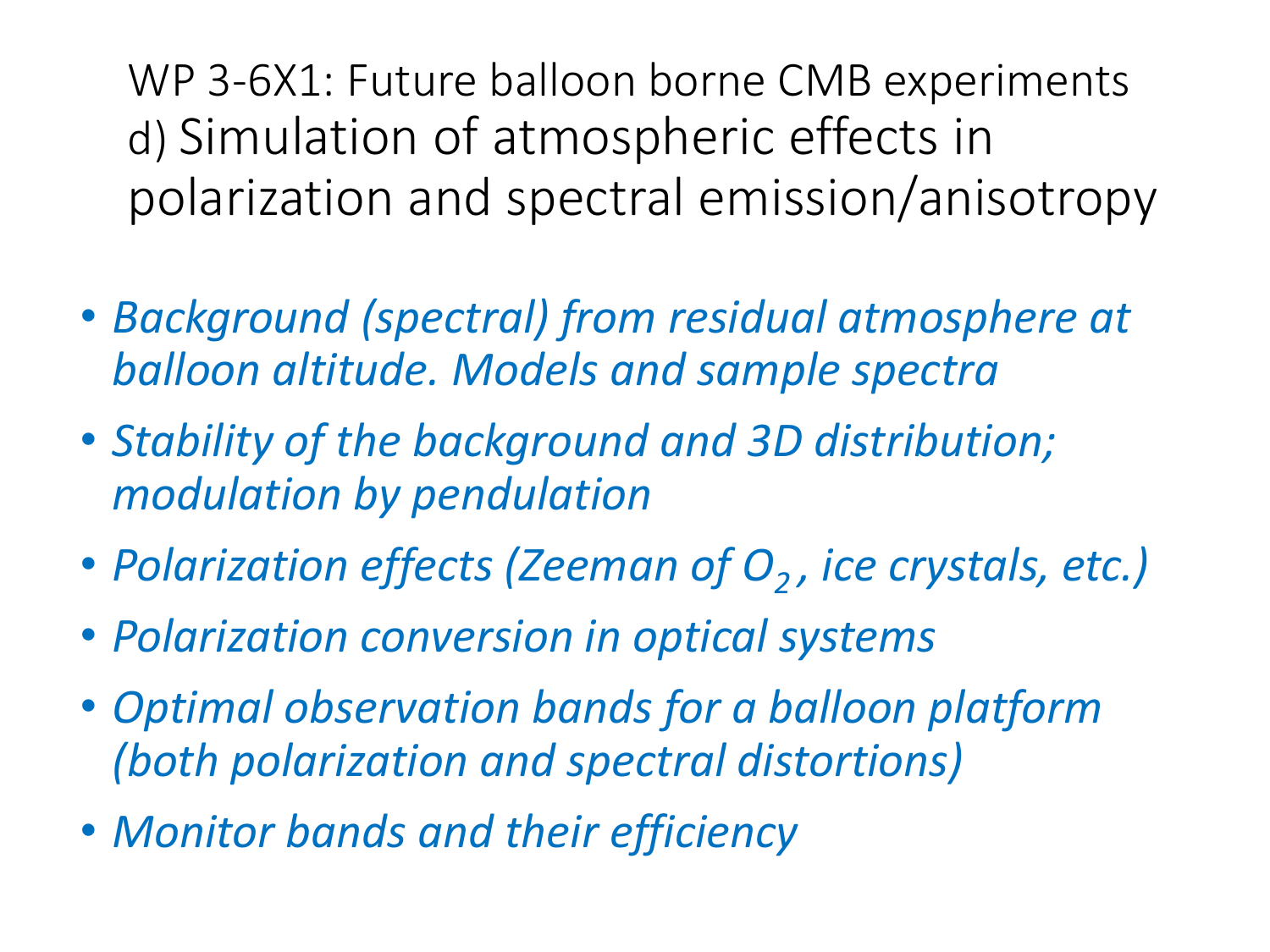# WP 3-6X1: Future balloon borne CMB experiments
## d) Simulation of atmospheric effects in polarization and spectral emission/anisotropy

- *Background (spectral) from residual atmosphere at balloon altitude. Models and sample spectra*
- *Stability of the background and 3D distribution; modulation by pendulation*
- *Polarization effects (Zeeman of $O_2$, ice crystals, etc.)*
- *Polarization conversion in optical systems*
- *Optimal observation bands for a balloon platform (both polarization and spectral distortions)*
- *Monitor bands and their efficiency*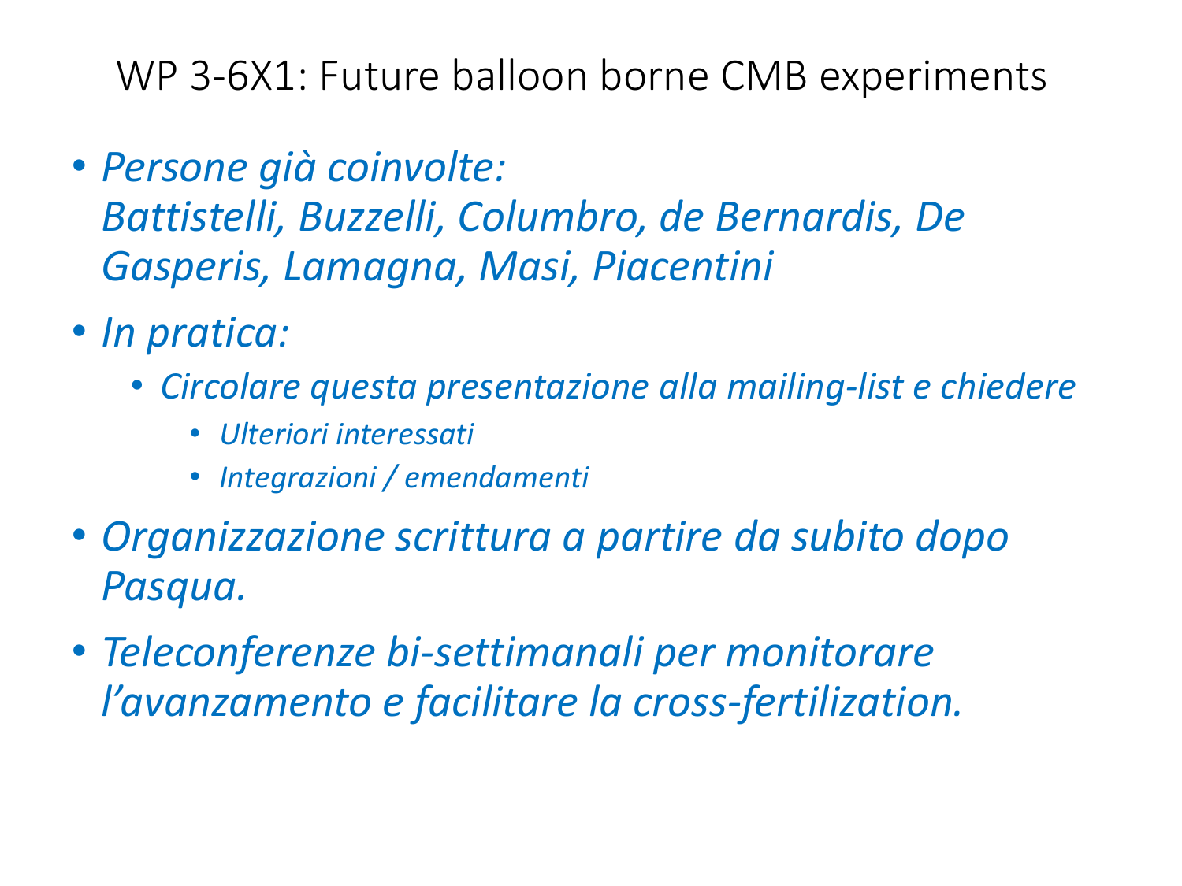# WP 3-6X1: Future balloon borne CMB experiments

- *Persone già coinvolte:*
  *Battistelli, Buzzelli, Columbro, de Bernardis, De Gasperis, Lamagna, Masi, Piacentini*
- *In pratica:*
  - *Circolare questa presentazione alla mailing-list e chiedere*
    - *Ulteriori interessati*
    - *Integrazioni / emendamenti*
- *Organizzazione scrittura a partire da subito dopo Pasqua.*
- *Teleconferenze bi-settimanali per monitorare l'avanzamento e facilitare la cross-fertilization.*